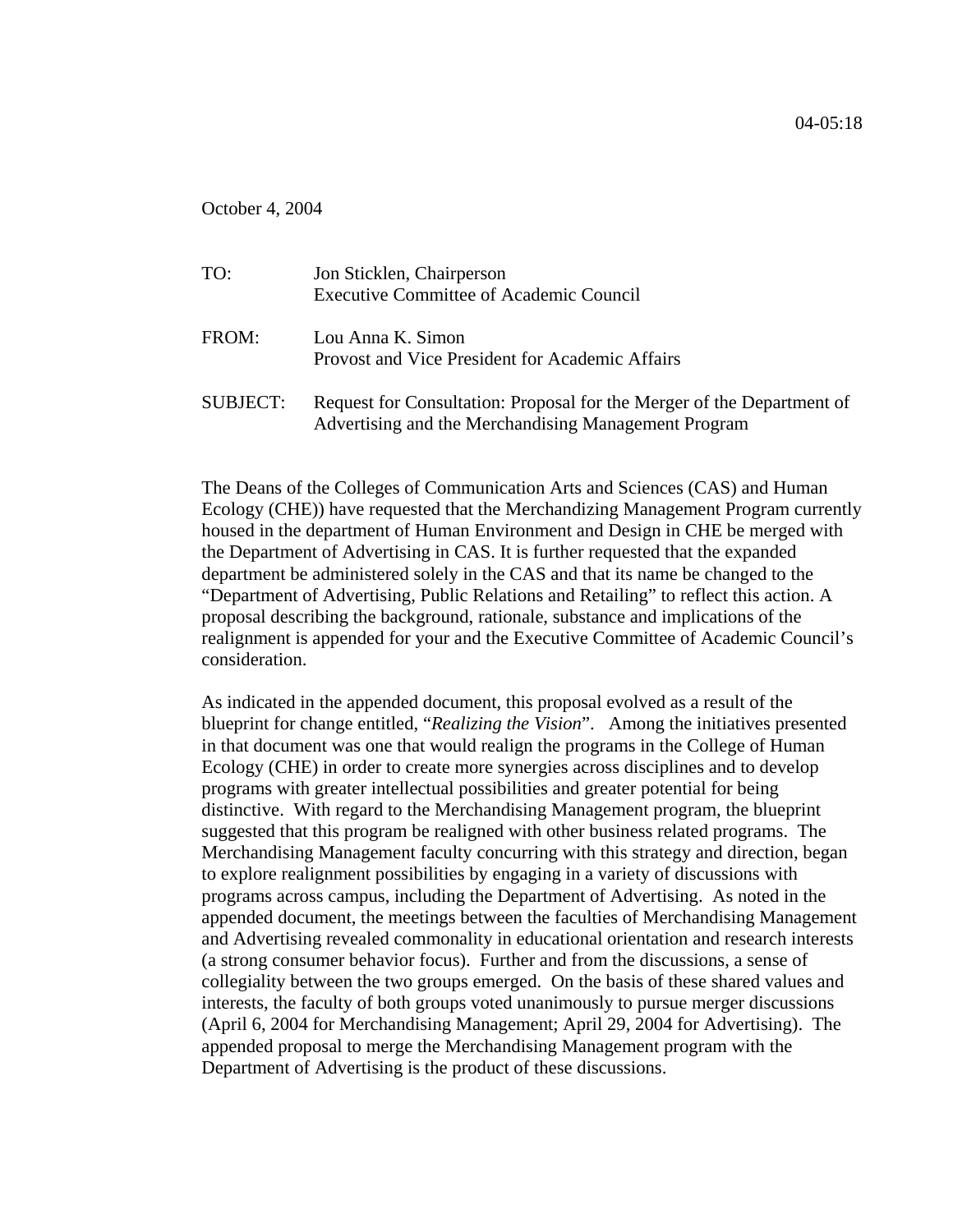04-05:18

October 4, 2004

TO: Jon Sticklen, Chairperson
Executive Committee of Academic Council

FROM: Lou Anna K. Simon
Provost and Vice President for Academic Affairs

SUBJECT: Request for Consultation: Proposal for the Merger of the Department of Advertising and the Merchandising Management Program

The Deans of the Colleges of Communication Arts and Sciences (CAS) and Human Ecology (CHE)) have requested that the Merchandizing Management Program currently housed in the department of Human Environment and Design in CHE be merged with the Department of Advertising in CAS. It is further requested that the expanded department be administered solely in the CAS and that its name be changed to the "Department of Advertising, Public Relations and Retailing" to reflect this action. A proposal describing the background, rationale, substance and implications of the realignment is appended for your and the Executive Committee of Academic Council's consideration.

As indicated in the appended document, this proposal evolved as a result of the blueprint for change entitled, "*Realizing the Vision*". Among the initiatives presented in that document was one that would realign the programs in the College of Human Ecology (CHE) in order to create more synergies across disciplines and to develop programs with greater intellectual possibilities and greater potential for being distinctive. With regard to the Merchandising Management program, the blueprint suggested that this program be realigned with other business related programs. The Merchandising Management faculty concurring with this strategy and direction, began to explore realignment possibilities by engaging in a variety of discussions with programs across campus, including the Department of Advertising. As noted in the appended document, the meetings between the faculties of Merchandising Management and Advertising revealed commonality in educational orientation and research interests (a strong consumer behavior focus). Further and from the discussions, a sense of collegiality between the two groups emerged. On the basis of these shared values and interests, the faculty of both groups voted unanimously to pursue merger discussions (April 6, 2004 for Merchandising Management; April 29, 2004 for Advertising). The appended proposal to merge the Merchandising Management program with the Department of Advertising is the product of these discussions.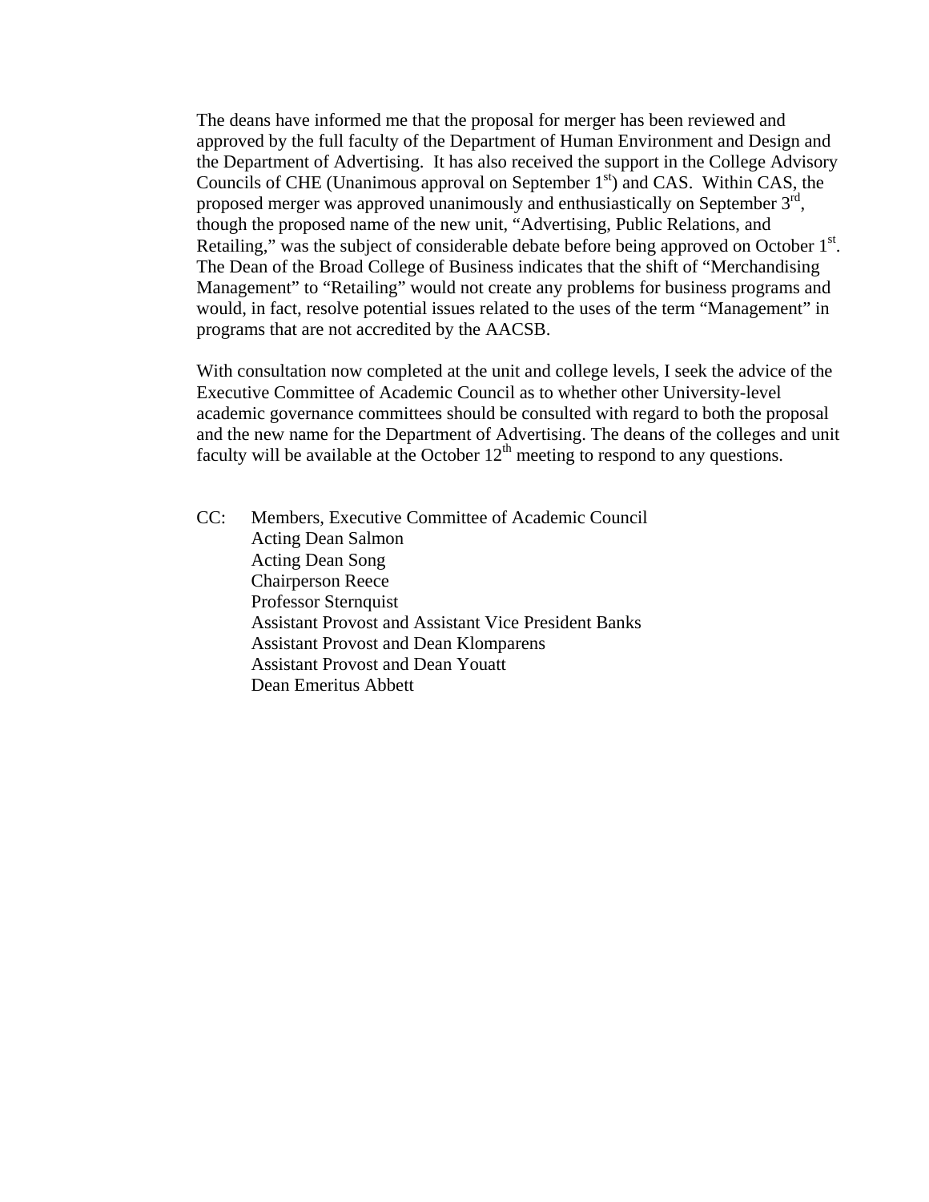The deans have informed me that the proposal for merger has been reviewed and approved by the full faculty of the Department of Human Environment and Design and the Department of Advertising. It has also received the support in the College Advisory Councils of CHE (Unanimous approval on September 1st) and CAS. Within CAS, the proposed merger was approved unanimously and enthusiastically on September 3rd, though the proposed name of the new unit, "Advertising, Public Relations, and Retailing," was the subject of considerable debate before being approved on October 1st. The Dean of the Broad College of Business indicates that the shift of "Merchandising Management" to "Retailing" would not create any problems for business programs and would, in fact, resolve potential issues related to the uses of the term "Management" in programs that are not accredited by the AACSB.

With consultation now completed at the unit and college levels, I seek the advice of the Executive Committee of Academic Council as to whether other University-level academic governance committees should be consulted with regard to both the proposal and the new name for the Department of Advertising. The deans of the colleges and unit faculty will be available at the October 12th meeting to respond to any questions.

CC: Members, Executive Committee of Academic Council
Acting Dean Salmon
Acting Dean Song
Chairperson Reece
Professor Sternquist
Assistant Provost and Assistant Vice President Banks
Assistant Provost and Dean Klomparens
Assistant Provost and Dean Youatt
Dean Emeritus Abbett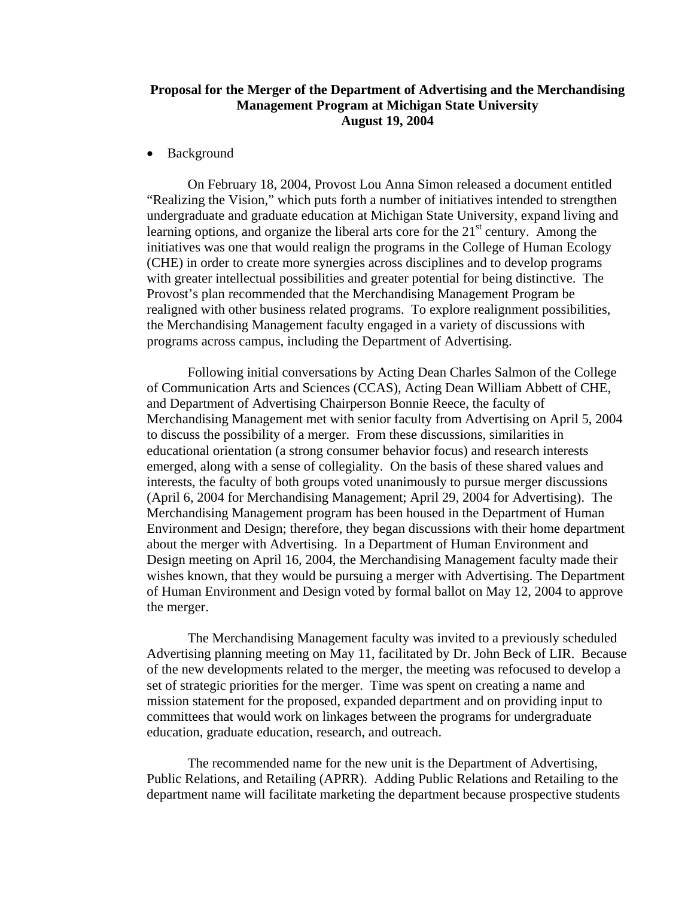**Proposal for the Merger of the Department of Advertising and the Merchandising Management Program at Michigan State University**
**August 19, 2004**

- Background

On February 18, 2004, Provost Lou Anna Simon released a document entitled "Realizing the Vision," which puts forth a number of initiatives intended to strengthen undergraduate and graduate education at Michigan State University, expand living and learning options, and organize the liberal arts core for the 21st century. Among the initiatives was one that would realign the programs in the College of Human Ecology (CHE) in order to create more synergies across disciplines and to develop programs with greater intellectual possibilities and greater potential for being distinctive. The Provost's plan recommended that the Merchandising Management Program be realigned with other business related programs. To explore realignment possibilities, the Merchandising Management faculty engaged in a variety of discussions with programs across campus, including the Department of Advertising.

Following initial conversations by Acting Dean Charles Salmon of the College of Communication Arts and Sciences (CCAS), Acting Dean William Abbett of CHE, and Department of Advertising Chairperson Bonnie Reece, the faculty of Merchandising Management met with senior faculty from Advertising on April 5, 2004 to discuss the possibility of a merger. From these discussions, similarities in educational orientation (a strong consumer behavior focus) and research interests emerged, along with a sense of collegiality. On the basis of these shared values and interests, the faculty of both groups voted unanimously to pursue merger discussions (April 6, 2004 for Merchandising Management; April 29, 2004 for Advertising). The Merchandising Management program has been housed in the Department of Human Environment and Design; therefore, they began discussions with their home department about the merger with Advertising. In a Department of Human Environment and Design meeting on April 16, 2004, the Merchandising Management faculty made their wishes known, that they would be pursuing a merger with Advertising. The Department of Human Environment and Design voted by formal ballot on May 12, 2004 to approve the merger.

The Merchandising Management faculty was invited to a previously scheduled Advertising planning meeting on May 11, facilitated by Dr. John Beck of LIR. Because of the new developments related to the merger, the meeting was refocused to develop a set of strategic priorities for the merger. Time was spent on creating a name and mission statement for the proposed, expanded department and on providing input to committees that would work on linkages between the programs for undergraduate education, graduate education, research, and outreach.

The recommended name for the new unit is the Department of Advertising, Public Relations, and Retailing (APRR). Adding Public Relations and Retailing to the department name will facilitate marketing the department because prospective students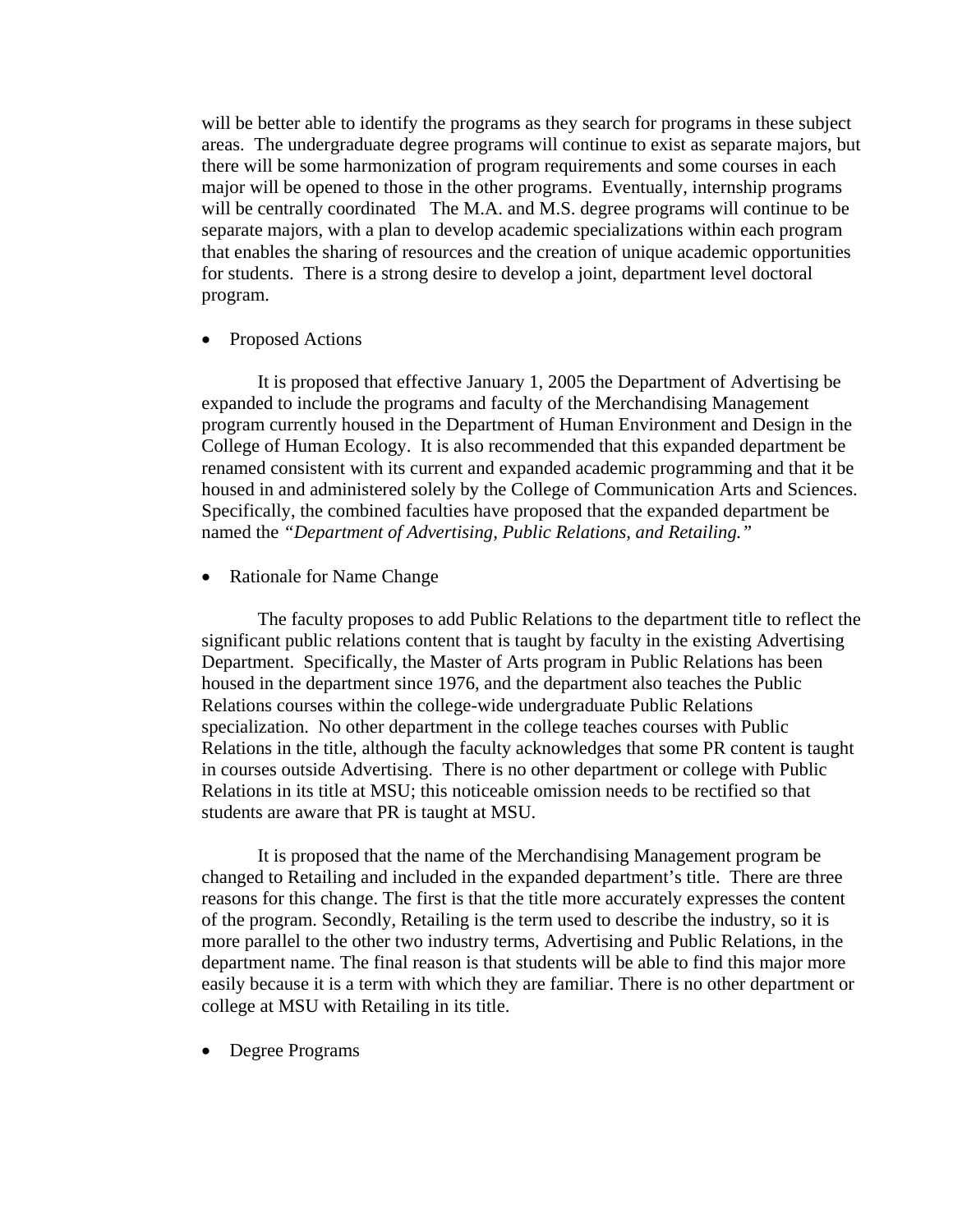will be better able to identify the programs as they search for programs in these subject areas. The undergraduate degree programs will continue to exist as separate majors, but there will be some harmonization of program requirements and some courses in each major will be opened to those in the other programs. Eventually, internship programs will be centrally coordinated The M.A. and M.S. degree programs will continue to be separate majors, with a plan to develop academic specializations within each program that enables the sharing of resources and the creation of unique academic opportunities for students. There is a strong desire to develop a joint, department level doctoral program.

- Proposed Actions

It is proposed that effective January 1, 2005 the Department of Advertising be expanded to include the programs and faculty of the Merchandising Management program currently housed in the Department of Human Environment and Design in the College of Human Ecology. It is also recommended that this expanded department be renamed consistent with its current and expanded academic programming and that it be housed in and administered solely by the College of Communication Arts and Sciences. Specifically, the combined faculties have proposed that the expanded department be named the *"Department of Advertising, Public Relations, and Retailing."*

- Rationale for Name Change

The faculty proposes to add Public Relations to the department title to reflect the significant public relations content that is taught by faculty in the existing Advertising Department. Specifically, the Master of Arts program in Public Relations has been housed in the department since 1976, and the department also teaches the Public Relations courses within the college-wide undergraduate Public Relations specialization. No other department in the college teaches courses with Public Relations in the title, although the faculty acknowledges that some PR content is taught in courses outside Advertising. There is no other department or college with Public Relations in its title at MSU; this noticeable omission needs to be rectified so that students are aware that PR is taught at MSU.

It is proposed that the name of the Merchandising Management program be changed to Retailing and included in the expanded department's title. There are three reasons for this change. The first is that the title more accurately expresses the content of the program. Secondly, Retailing is the term used to describe the industry, so it is more parallel to the other two industry terms, Advertising and Public Relations, in the department name. The final reason is that students will be able to find this major more easily because it is a term with which they are familiar. There is no other department or college at MSU with Retailing in its title.

- Degree Programs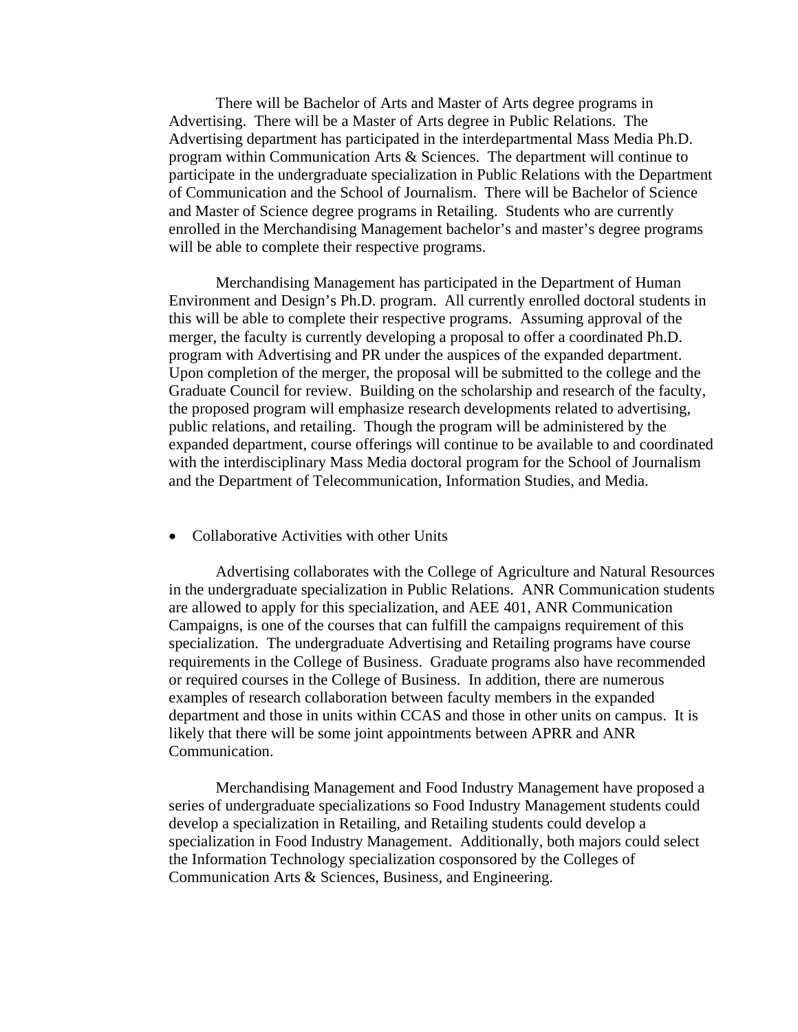There will be Bachelor of Arts and Master of Arts degree programs in Advertising. There will be a Master of Arts degree in Public Relations. The Advertising department has participated in the interdepartmental Mass Media Ph.D. program within Communication Arts & Sciences. The department will continue to participate in the undergraduate specialization in Public Relations with the Department of Communication and the School of Journalism. There will be Bachelor of Science and Master of Science degree programs in Retailing. Students who are currently enrolled in the Merchandising Management bachelor's and master's degree programs will be able to complete their respective programs.

Merchandising Management has participated in the Department of Human Environment and Design's Ph.D. program. All currently enrolled doctoral students in this will be able to complete their respective programs. Assuming approval of the merger, the faculty is currently developing a proposal to offer a coordinated Ph.D. program with Advertising and PR under the auspices of the expanded department. Upon completion of the merger, the proposal will be submitted to the college and the Graduate Council for review. Building on the scholarship and research of the faculty, the proposed program will emphasize research developments related to advertising, public relations, and retailing. Though the program will be administered by the expanded department, course offerings will continue to be available to and coordinated with the interdisciplinary Mass Media doctoral program for the School of Journalism and the Department of Telecommunication, Information Studies, and Media.

- Collaborative Activities with other Units

Advertising collaborates with the College of Agriculture and Natural Resources in the undergraduate specialization in Public Relations. ANR Communication students are allowed to apply for this specialization, and AEE 401, ANR Communication Campaigns, is one of the courses that can fulfill the campaigns requirement of this specialization. The undergraduate Advertising and Retailing programs have course requirements in the College of Business. Graduate programs also have recommended or required courses in the College of Business. In addition, there are numerous examples of research collaboration between faculty members in the expanded department and those in units within CCAS and those in other units on campus. It is likely that there will be some joint appointments between APRR and ANR Communication.

Merchandising Management and Food Industry Management have proposed a series of undergraduate specializations so Food Industry Management students could develop a specialization in Retailing, and Retailing students could develop a specialization in Food Industry Management. Additionally, both majors could select the Information Technology specialization cosponsored by the Colleges of Communication Arts & Sciences, Business, and Engineering.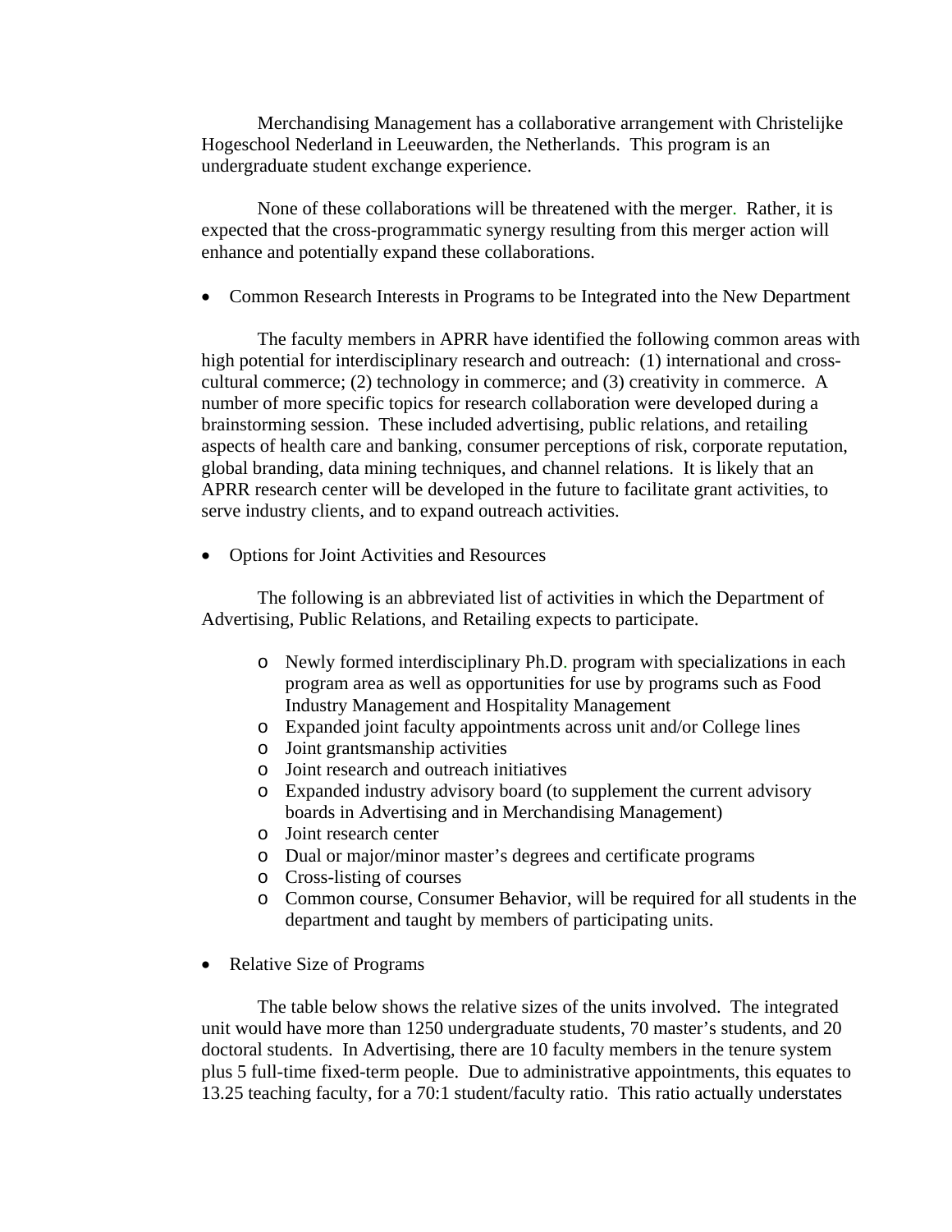Merchandising Management has a collaborative arrangement with Christelijke Hogeschool Nederland in Leeuwarden, the Netherlands. This program is an undergraduate student exchange experience.

None of these collaborations will be threatened with the merger. Rather, it is expected that the cross-programmatic synergy resulting from this merger action will enhance and potentially expand these collaborations.

- Common Research Interests in Programs to be Integrated into the New Department

The faculty members in APRR have identified the following common areas with high potential for interdisciplinary research and outreach: (1) international and cross-cultural commerce; (2) technology in commerce; and (3) creativity in commerce. A number of more specific topics for research collaboration were developed during a brainstorming session. These included advertising, public relations, and retailing aspects of health care and banking, consumer perceptions of risk, corporate reputation, global branding, data mining techniques, and channel relations. It is likely that an APRR research center will be developed in the future to facilitate grant activities, to serve industry clients, and to expand outreach activities.

- Options for Joint Activities and Resources

The following is an abbreviated list of activities in which the Department of Advertising, Public Relations, and Retailing expects to participate.

  - Newly formed interdisciplinary Ph.D. program with specializations in each program area as well as opportunities for use by programs such as Food Industry Management and Hospitality Management
  - Expanded joint faculty appointments across unit and/or College lines
  - Joint grantsmanship activities
  - Joint research and outreach initiatives
  - Expanded industry advisory board (to supplement the current advisory boards in Advertising and in Merchandising Management)
  - Joint research center
  - Dual or major/minor master's degrees and certificate programs
  - Cross-listing of courses
  - Common course, Consumer Behavior, will be required for all students in the department and taught by members of participating units.

- Relative Size of Programs

The table below shows the relative sizes of the units involved. The integrated unit would have more than 1250 undergraduate students, 70 master's students, and 20 doctoral students. In Advertising, there are 10 faculty members in the tenure system plus 5 full-time fixed-term people. Due to administrative appointments, this equates to 13.25 teaching faculty, for a 70:1 student/faculty ratio. This ratio actually understates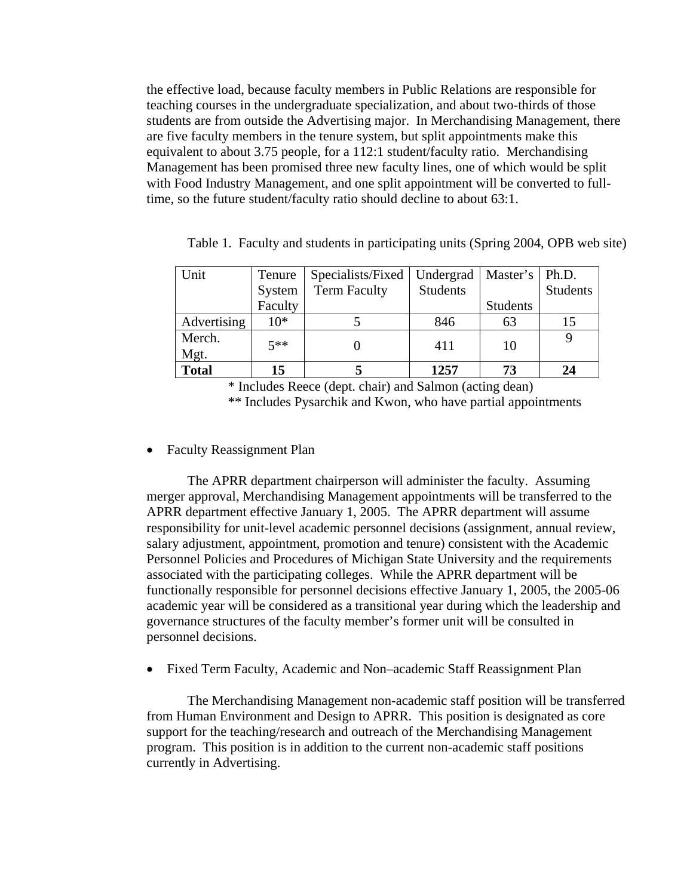the effective load, because faculty members in Public Relations are responsible for teaching courses in the undergraduate specialization, and about two-thirds of those students are from outside the Advertising major. In Merchandising Management, there are five faculty members in the tenure system, but split appointments make this equivalent to about 3.75 people, for a 112:1 student/faculty ratio. Merchandising Management has been promised three new faculty lines, one of which would be split with Food Industry Management, and one split appointment will be converted to full-time, so the future student/faculty ratio should decline to about 63:1.

Table 1. Faculty and students in participating units (Spring 2004, OPB web site)

| Unit | Tenure System Faculty | Specialists/Fixed Term Faculty | Undergrad Students | Master's Students | Ph.D. Students |
|---|---|---|---|---|---|
| Advertising | 10* | 5 | 846 | 63 | 15 |
| Merch. Mgt. | 5** | 0 | 411 | 10 | 9 |
| **Total** | **15** | **5** | **1257** | **73** | **24** |

\* Includes Reece (dept. chair) and Salmon (acting dean)

** Includes Pysarchik and Kwon, who have partial appointments

- Faculty Reassignment Plan

The APRR department chairperson will administer the faculty. Assuming merger approval, Merchandising Management appointments will be transferred to the APRR department effective January 1, 2005. The APRR department will assume responsibility for unit-level academic personnel decisions (assignment, annual review, salary adjustment, appointment, promotion and tenure) consistent with the Academic Personnel Policies and Procedures of Michigan State University and the requirements associated with the participating colleges. While the APRR department will be functionally responsible for personnel decisions effective January 1, 2005, the 2005-06 academic year will be considered as a transitional year during which the leadership and governance structures of the faculty member's former unit will be consulted in personnel decisions.

- Fixed Term Faculty, Academic and Non–academic Staff Reassignment Plan

The Merchandising Management non-academic staff position will be transferred from Human Environment and Design to APRR. This position is designated as core support for the teaching/research and outreach of the Merchandising Management program. This position is in addition to the current non-academic staff positions currently in Advertising.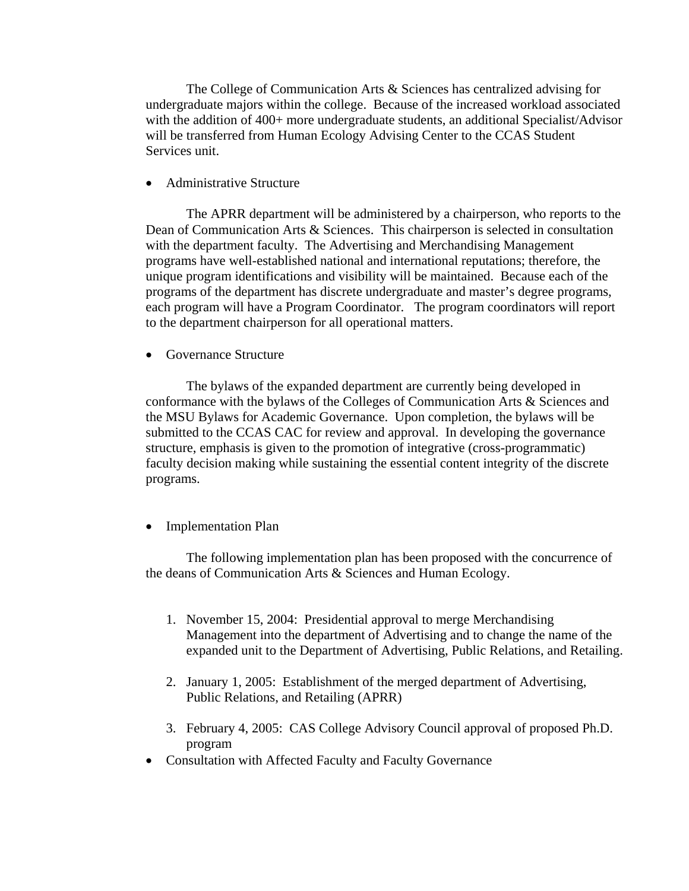The College of Communication Arts & Sciences has centralized advising for undergraduate majors within the college. Because of the increased workload associated with the addition of 400+ more undergraduate students, an additional Specialist/Advisor will be transferred from Human Ecology Advising Center to the CCAS Student Services unit.

- Administrative Structure

The APRR department will be administered by a chairperson, who reports to the Dean of Communication Arts & Sciences. This chairperson is selected in consultation with the department faculty. The Advertising and Merchandising Management programs have well-established national and international reputations; therefore, the unique program identifications and visibility will be maintained. Because each of the programs of the department has discrete undergraduate and master's degree programs, each program will have a Program Coordinator. The program coordinators will report to the department chairperson for all operational matters.

- Governance Structure

The bylaws of the expanded department are currently being developed in conformance with the bylaws of the Colleges of Communication Arts & Sciences and the MSU Bylaws for Academic Governance. Upon completion, the bylaws will be submitted to the CCAS CAC for review and approval. In developing the governance structure, emphasis is given to the promotion of integrative (cross-programmatic) faculty decision making while sustaining the essential content integrity of the discrete programs.

- Implementation Plan

The following implementation plan has been proposed with the concurrence of the deans of Communication Arts & Sciences and Human Ecology.

1. November 15, 2004: Presidential approval to merge Merchandising Management into the department of Advertising and to change the name of the expanded unit to the Department of Advertising, Public Relations, and Retailing.

2. January 1, 2005: Establishment of the merged department of Advertising, Public Relations, and Retailing (APRR)

3. February 4, 2005: CAS College Advisory Council approval of proposed Ph.D. program

- Consultation with Affected Faculty and Faculty Governance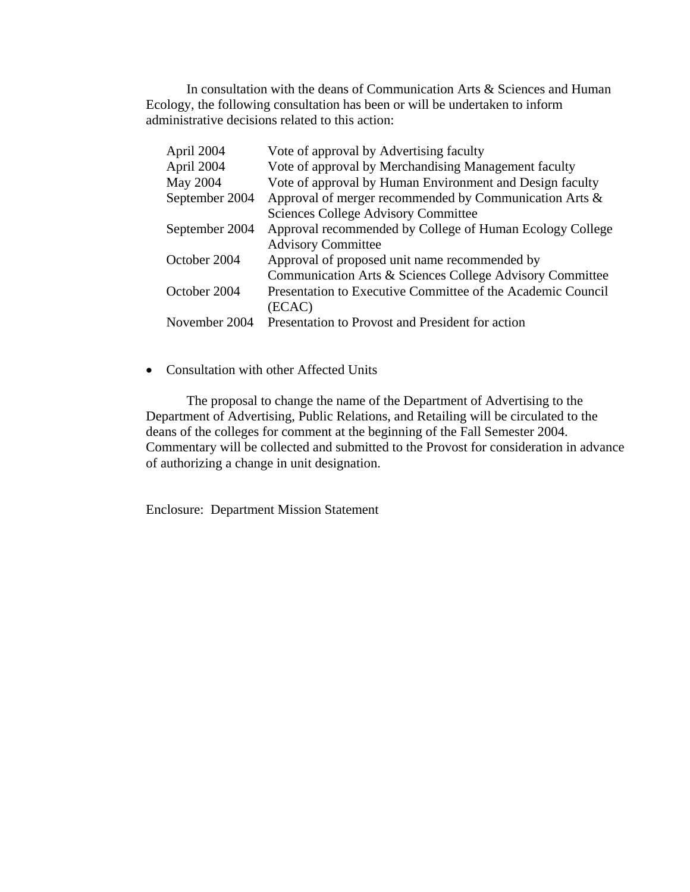In consultation with the deans of Communication Arts & Sciences and Human Ecology, the following consultation has been or will be undertaken to inform administrative decisions related to this action:

| | |
|---|---|
| April 2004 | Vote of approval by Advertising faculty |
| April 2004 | Vote of approval by Merchandising Management faculty |
| May 2004 | Vote of approval by Human Environment and Design faculty |
| September 2004 | Approval of merger recommended by Communication Arts & Sciences College Advisory Committee |
| September 2004 | Approval recommended by College of Human Ecology College Advisory Committee |
| October 2004 | Approval of proposed unit name recommended by Communication Arts & Sciences College Advisory Committee |
| October 2004 | Presentation to Executive Committee of the Academic Council (ECAC) |
| November 2004 | Presentation to Provost and President for action |

- Consultation with other Affected Units

The proposal to change the name of the Department of Advertising to the Department of Advertising, Public Relations, and Retailing will be circulated to the deans of the colleges for comment at the beginning of the Fall Semester 2004. Commentary will be collected and submitted to the Provost for consideration in advance of authorizing a change in unit designation.

Enclosure: Department Mission Statement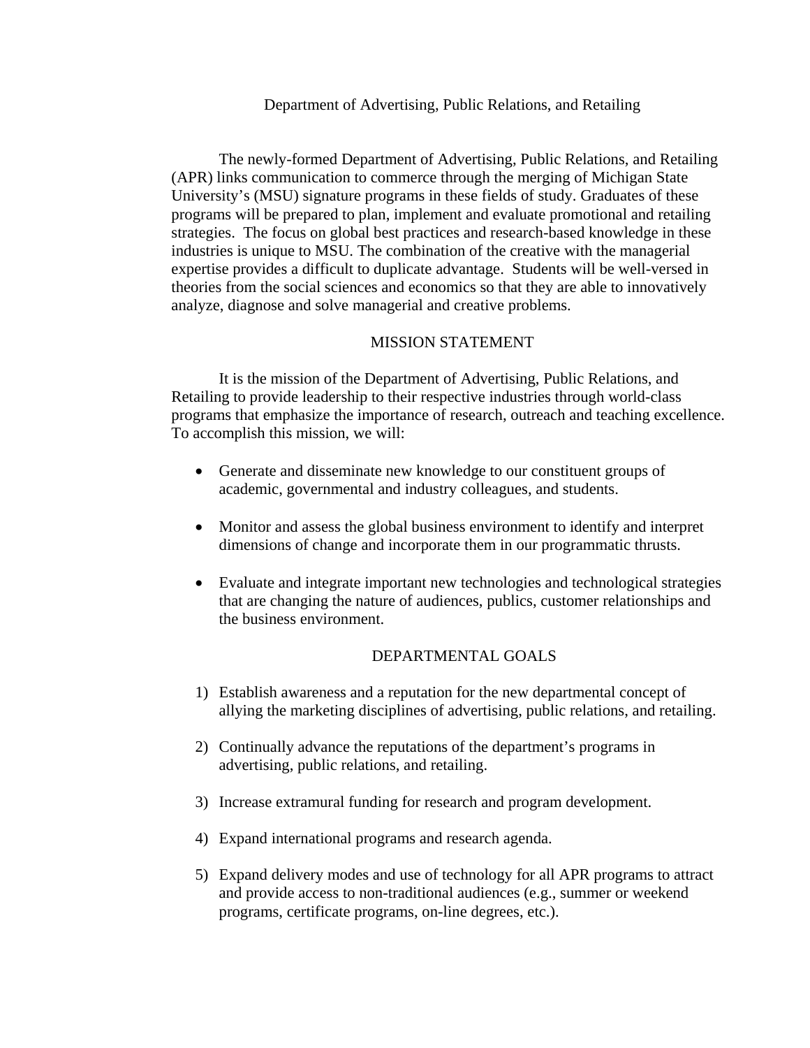# Department of Advertising, Public Relations, and Retailing

The newly-formed Department of Advertising, Public Relations, and Retailing (APR) links communication to commerce through the merging of Michigan State University's (MSU) signature programs in these fields of study. Graduates of these programs will be prepared to plan, implement and evaluate promotional and retailing strategies. The focus on global best practices and research-based knowledge in these industries is unique to MSU. The combination of the creative with the managerial expertise provides a difficult to duplicate advantage. Students will be well-versed in theories from the social sciences and economics so that they are able to innovatively analyze, diagnose and solve managerial and creative problems.

## MISSION STATEMENT

It is the mission of the Department of Advertising, Public Relations, and Retailing to provide leadership to their respective industries through world-class programs that emphasize the importance of research, outreach and teaching excellence. To accomplish this mission, we will:

- Generate and disseminate new knowledge to our constituent groups of academic, governmental and industry colleagues, and students.
- Monitor and assess the global business environment to identify and interpret dimensions of change and incorporate them in our programmatic thrusts.
- Evaluate and integrate important new technologies and technological strategies that are changing the nature of audiences, publics, customer relationships and the business environment.

## DEPARTMENTAL GOALS

1) Establish awareness and a reputation for the new departmental concept of allying the marketing disciplines of advertising, public relations, and retailing.
2) Continually advance the reputations of the department's programs in advertising, public relations, and retailing.
3) Increase extramural funding for research and program development.
4) Expand international programs and research agenda.
5) Expand delivery modes and use of technology for all APR programs to attract and provide access to non-traditional audiences (e.g., summer or weekend programs, certificate programs, on-line degrees, etc.).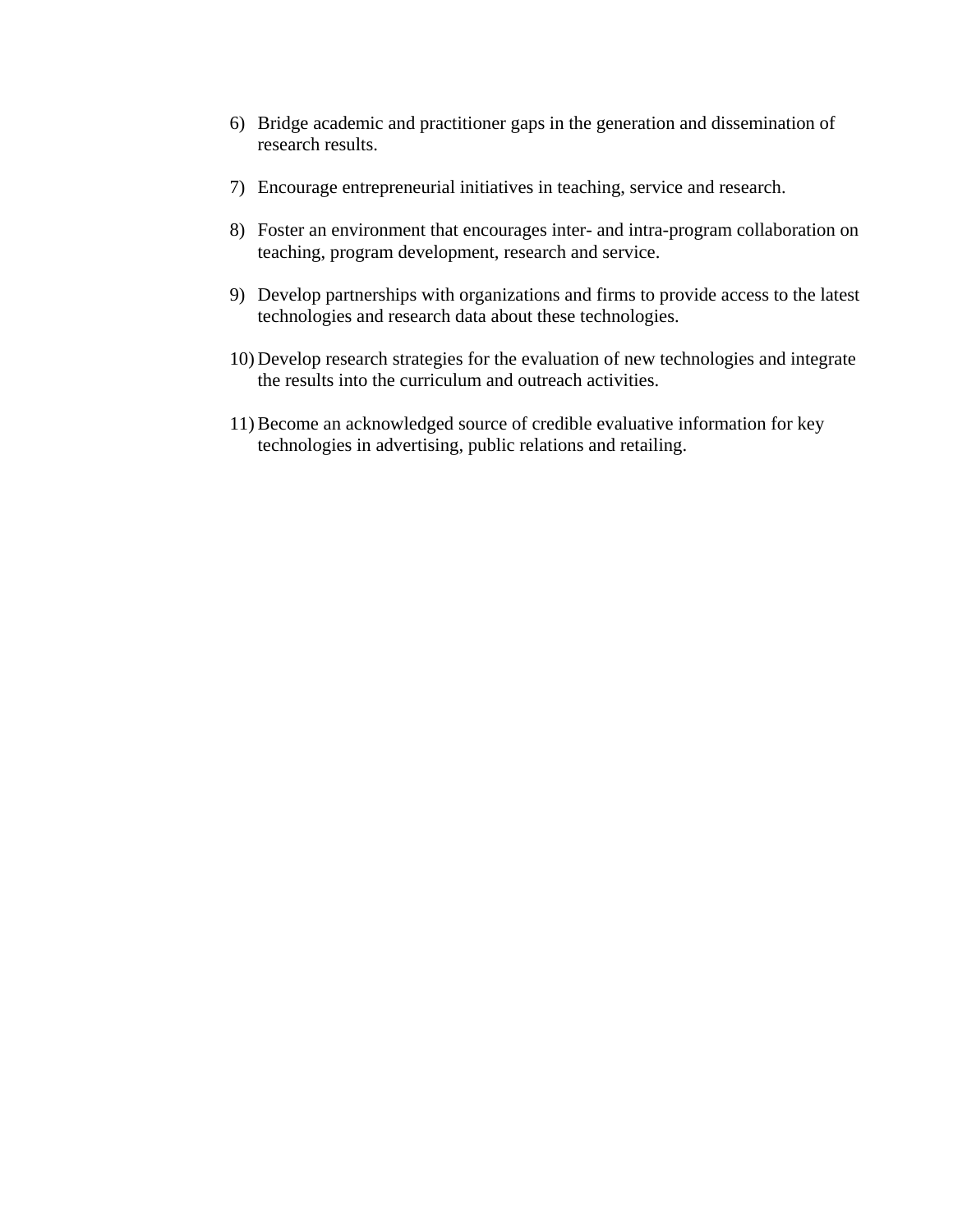6) Bridge academic and practitioner gaps in the generation and dissemination of research results.

7) Encourage entrepreneurial initiatives in teaching, service and research.

8) Foster an environment that encourages inter- and intra-program collaboration on teaching, program development, research and service.

9) Develop partnerships with organizations and firms to provide access to the latest technologies and research data about these technologies.

10) Develop research strategies for the evaluation of new technologies and integrate the results into the curriculum and outreach activities.

11) Become an acknowledged source of credible evaluative information for key technologies in advertising, public relations and retailing.